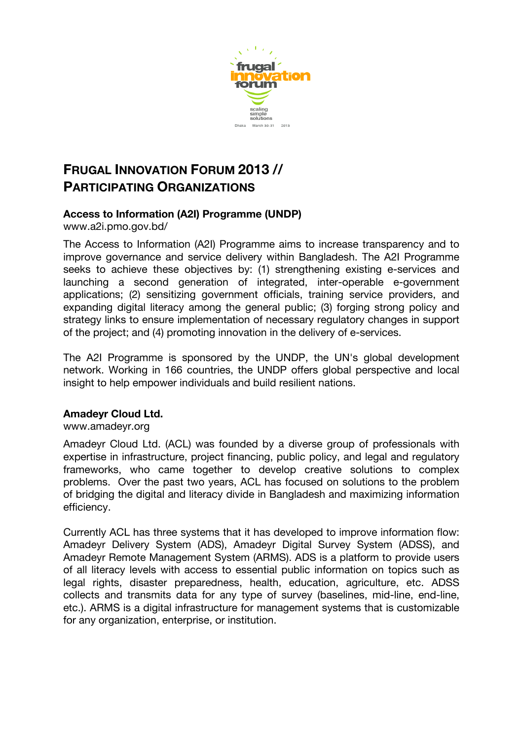# FRUGAL INNOVATION FORUM 2013 // PARTICIPATING ORGANIZATIONS

### Access to Information (A2I) Programme (UNDP)

www.a2i.pmo.gov.bd/

The Access to Information (A2I) Programme aims to increase transparency and to improve governance and service delivery within Bangladesh. The A2I Programme seeks to achieve these objectives by: (1) strengthening existing e-services and launching a second generation of integrated, inter-operable e-government applications; (2) sensitizing government officials, training service providers, and expanding digital literacy among the general public; (3) forging strong policy and strategy links to ensure implementation of necessary regulatory changes in support of the project; and (4) promoting innovation in the delivery of e-services.

The A2I Programme is sponsored by the UNDP, the UN's global development network. Working in 166 countries, the UNDP offers global perspective and local insight to help empower individuals and build resilient nations.

### Amadeyr Cloud Ltd.

www.amadeyr.org

Amadeyr Cloud Ltd. (ACL) was founded by a diverse group of professionals with expertise in infrastructure, project financing, public policy, and legal and regulatory frameworks, who came together to develop creative solutions to complex problems. Over the past two years, ACL has focused on solutions to the problem of bridging the digital and literacy divide in Bangladesh and maximizing information efficiency.

Currently ACL has three systems that it has developed to improve information flow: Amadeyr Delivery System (ADS), Amadeyr Digital Survey System (ADSS), and Amadeyr Remote Management System (ARMS). ADS is a platform to provide users of all literacy levels with access to essential public information on topics such as legal rights, disaster preparedness, health, education, agriculture, etc. ADSS collects and transmits data for any type of survey (baselines, mid-line, end-line, etc.). ARMS is a digital infrastructure for management systems that is customizable for any organization, enterprise, or institution.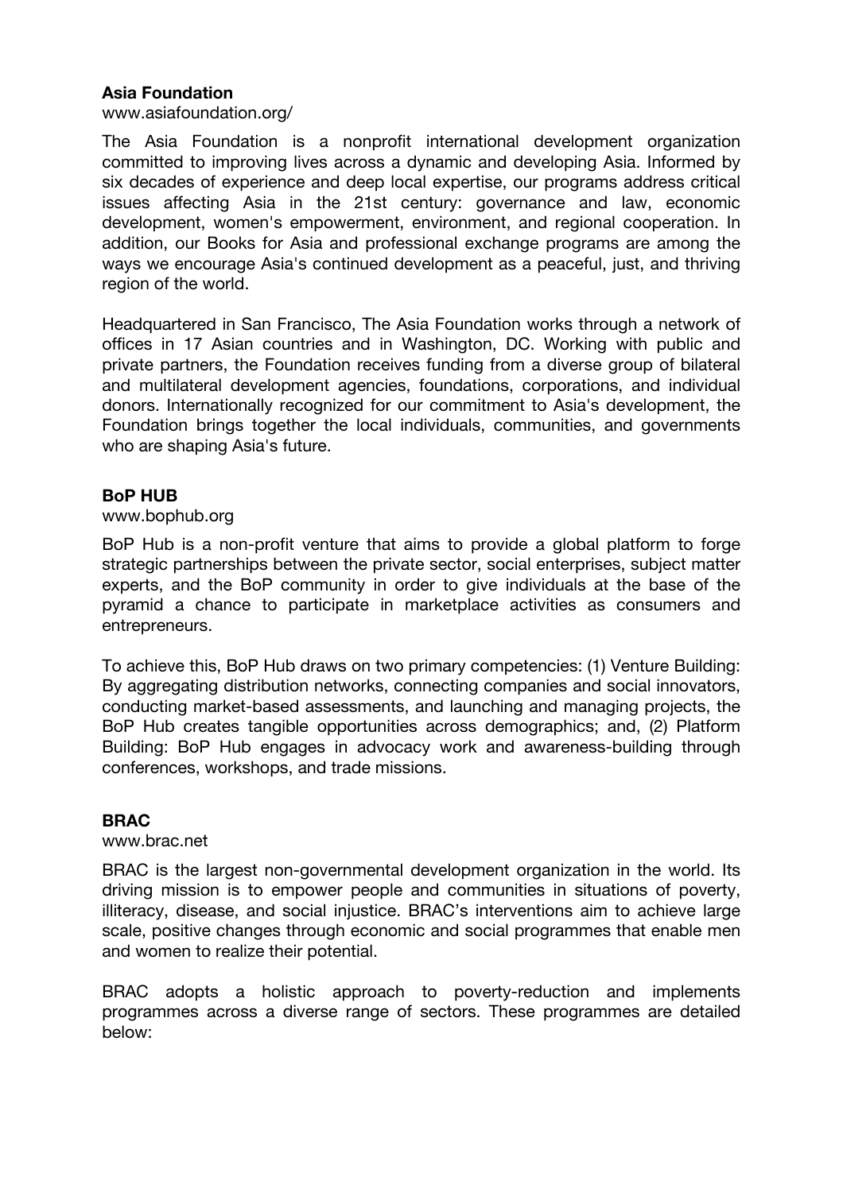**Asia Foundation**

www.asiafoundation.org/

The Asia Foundation is a nonprofit international development organization committed to improving lives across a dynamic and developing Asia. Informed by six decades of experience and deep local expertise, our programs address critical issues affecting Asia in the 21st century: governance and law, economic development, women's empowerment, environment, and regional cooperation. In addition, our Books for Asia and professional exchange programs are among the ways we encourage Asia's continued development as a peaceful, just, and thriving region of the world.

Headquartered in San Francisco, The Asia Foundation works through a network of offices in 17 Asian countries and in Washington, DC. Working with public and private partners, the Foundation receives funding from a diverse group of bilateral and multilateral development agencies, foundations, corporations, and individual donors. Internationally recognized for our commitment to Asia's development, the Foundation brings together the local individuals, communities, and governments who are shaping Asia's future.

**BoP HUB**

www.bophub.org

BoP Hub is a non-profit venture that aims to provide a global platform to forge strategic partnerships between the private sector, social enterprises, subject matter experts, and the BoP community in order to give individuals at the base of the pyramid a chance to participate in marketplace activities as consumers and entrepreneurs.

To achieve this, BoP Hub draws on two primary competencies: (1) Venture Building: By aggregating distribution networks, connecting companies and social innovators, conducting market-based assessments, and launching and managing projects, the BoP Hub creates tangible opportunities across demographics; and, (2) Platform Building: BoP Hub engages in advocacy work and awareness-building through conferences, workshops, and trade missions.

**BRAC**

www.brac.net

BRAC is the largest non-governmental development organization in the world. Its driving mission is to empower people and communities in situations of poverty, illiteracy, disease, and social injustice. BRAC's interventions aim to achieve large scale, positive changes through economic and social programmes that enable men and women to realize their potential.

BRAC adopts a holistic approach to poverty-reduction and implements programmes across a diverse range of sectors. These programmes are detailed below: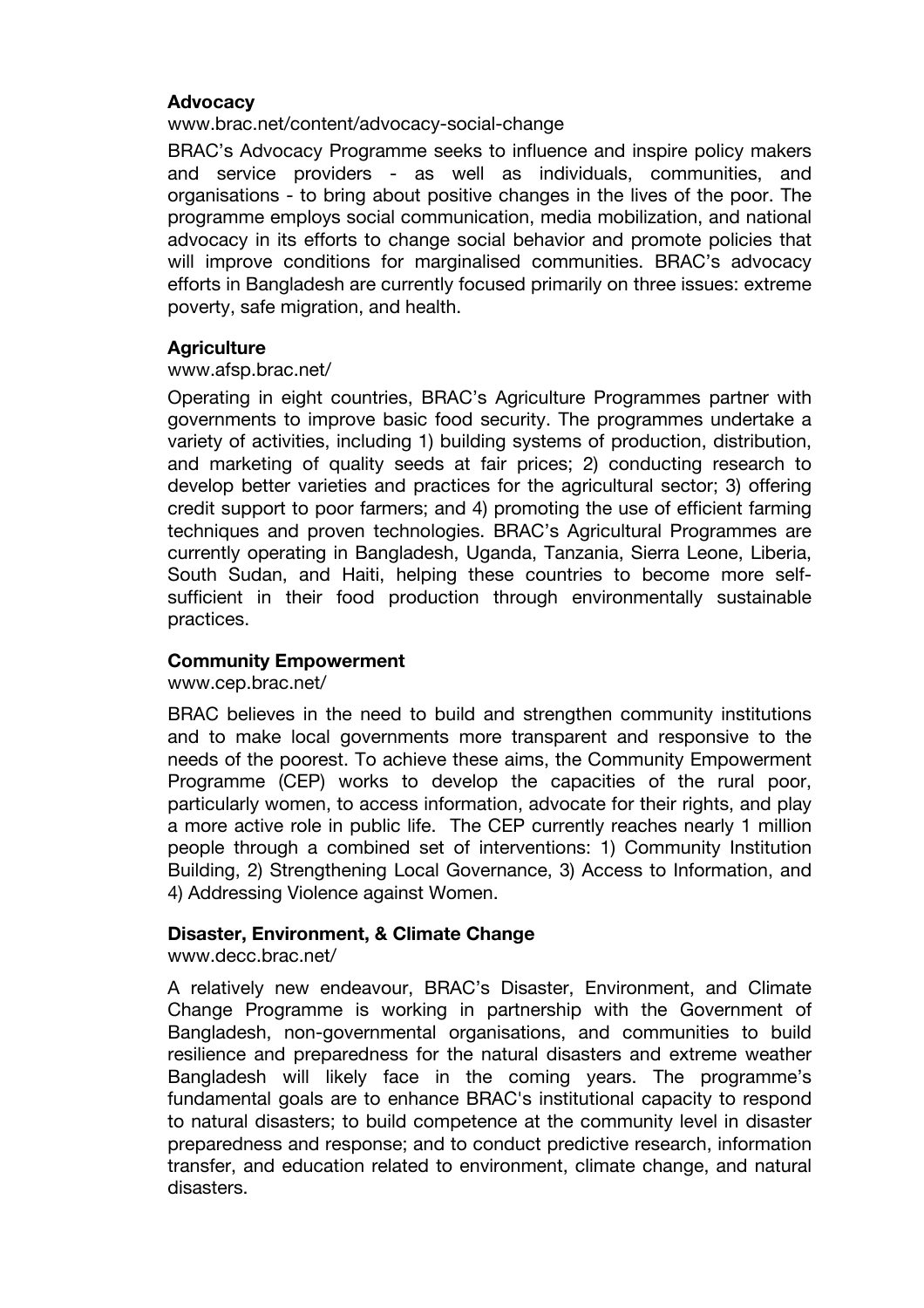**Advocacy**

www.brac.net/content/advocacy-social-change

BRAC's Advocacy Programme seeks to influence and inspire policy makers and service providers - as well as individuals, communities, and organisations - to bring about positive changes in the lives of the poor. The programme employs social communication, media mobilization, and national advocacy in its efforts to change social behavior and promote policies that will improve conditions for marginalised communities. BRAC's advocacy efforts in Bangladesh are currently focused primarily on three issues: extreme poverty, safe migration, and health.

**Agriculture**

www.afsp.brac.net/

Operating in eight countries, BRAC's Agriculture Programmes partner with governments to improve basic food security. The programmes undertake a variety of activities, including 1) building systems of production, distribution, and marketing of quality seeds at fair prices; 2) conducting research to develop better varieties and practices for the agricultural sector; 3) offering credit support to poor farmers; and 4) promoting the use of efficient farming techniques and proven technologies. BRAC's Agricultural Programmes are currently operating in Bangladesh, Uganda, Tanzania, Sierra Leone, Liberia, South Sudan, and Haiti, helping these countries to become more self-sufficient in their food production through environmentally sustainable practices.

**Community Empowerment**

www.cep.brac.net/

BRAC believes in the need to build and strengthen community institutions and to make local governments more transparent and responsive to the needs of the poorest. To achieve these aims, the Community Empowerment Programme (CEP) works to develop the capacities of the rural poor, particularly women, to access information, advocate for their rights, and play a more active role in public life. The CEP currently reaches nearly 1 million people through a combined set of interventions: 1) Community Institution Building, 2) Strengthening Local Governance, 3) Access to Information, and 4) Addressing Violence against Women.

**Disaster, Environment, & Climate Change**

www.decc.brac.net/

A relatively new endeavour, BRAC's Disaster, Environment, and Climate Change Programme is working in partnership with the Government of Bangladesh, non-governmental organisations, and communities to build resilience and preparedness for the natural disasters and extreme weather Bangladesh will likely face in the coming years. The programme's fundamental goals are to enhance BRAC's institutional capacity to respond to natural disasters; to build competence at the community level in disaster preparedness and response; and to conduct predictive research, information transfer, and education related to environment, climate change, and natural disasters.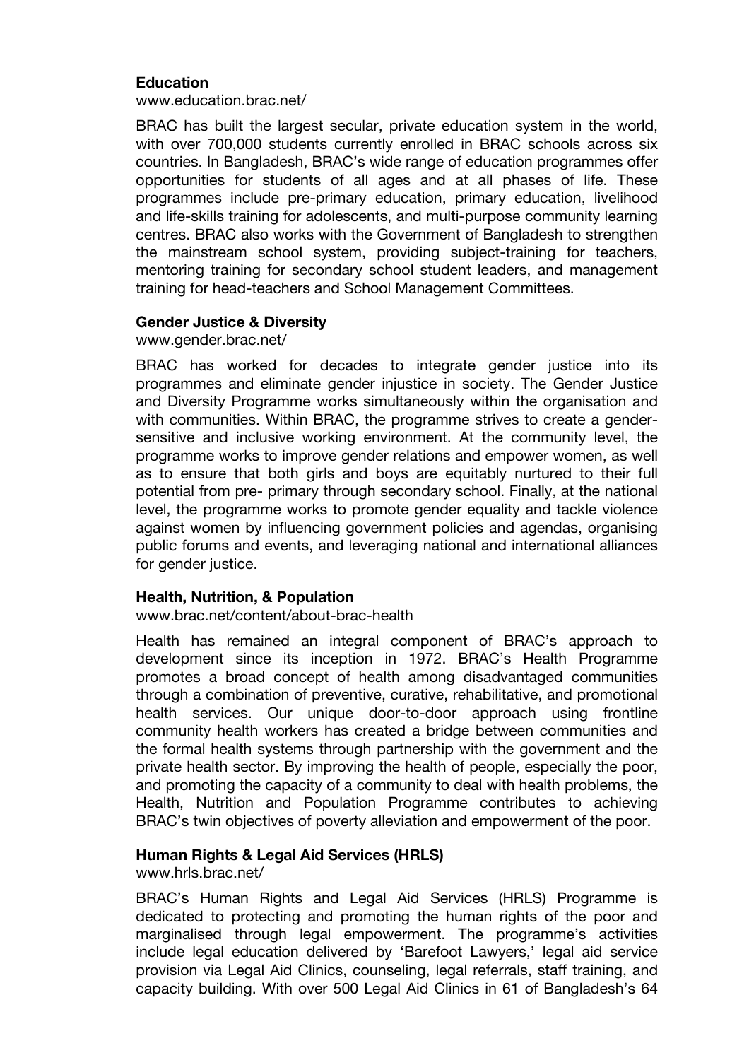**Education**

www.education.brac.net/

BRAC has built the largest secular, private education system in the world, with over 700,000 students currently enrolled in BRAC schools across six countries. In Bangladesh, BRAC's wide range of education programmes offer opportunities for students of all ages and at all phases of life. These programmes include pre-primary education, primary education, livelihood and life-skills training for adolescents, and multi-purpose community learning centres. BRAC also works with the Government of Bangladesh to strengthen the mainstream school system, providing subject-training for teachers, mentoring training for secondary school student leaders, and management training for head-teachers and School Management Committees.

**Gender Justice & Diversity**

www.gender.brac.net/

BRAC has worked for decades to integrate gender justice into its programmes and eliminate gender injustice in society. The Gender Justice and Diversity Programme works simultaneously within the organisation and with communities. Within BRAC, the programme strives to create a gender-sensitive and inclusive working environment. At the community level, the programme works to improve gender relations and empower women, as well as to ensure that both girls and boys are equitably nurtured to their full potential from pre- primary through secondary school. Finally, at the national level, the programme works to promote gender equality and tackle violence against women by influencing government policies and agendas, organising public forums and events, and leveraging national and international alliances for gender justice.

**Health, Nutrition, & Population**

www.brac.net/content/about-brac-health

Health has remained an integral component of BRAC's approach to development since its inception in 1972. BRAC's Health Programme promotes a broad concept of health among disadvantaged communities through a combination of preventive, curative, rehabilitative, and promotional health services. Our unique door-to-door approach using frontline community health workers has created a bridge between communities and the formal health systems through partnership with the government and the private health sector. By improving the health of people, especially the poor, and promoting the capacity of a community to deal with health problems, the Health, Nutrition and Population Programme contributes to achieving BRAC's twin objectives of poverty alleviation and empowerment of the poor.

**Human Rights & Legal Aid Services (HRLS)**

www.hrls.brac.net/

BRAC's Human Rights and Legal Aid Services (HRLS) Programme is dedicated to protecting and promoting the human rights of the poor and marginalised through legal empowerment. The programme's activities include legal education delivered by 'Barefoot Lawyers,' legal aid service provision via Legal Aid Clinics, counseling, legal referrals, staff training, and capacity building. With over 500 Legal Aid Clinics in 61 of Bangladesh's 64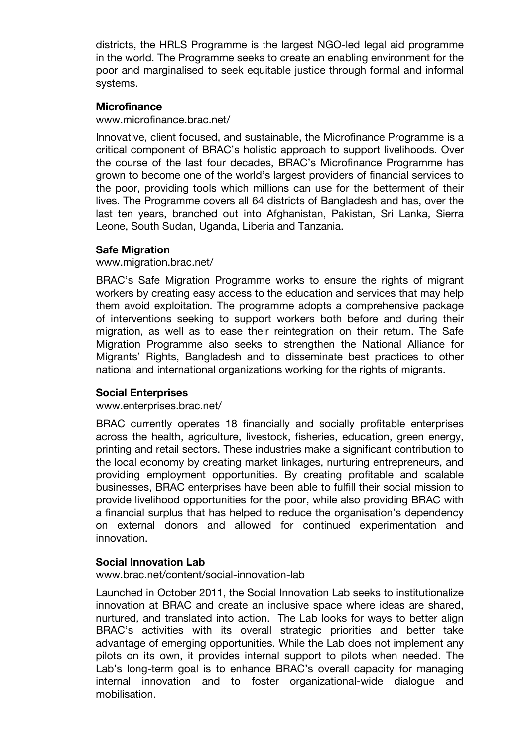districts, the HRLS Programme is the largest NGO-led legal aid programme in the world. The Programme seeks to create an enabling environment for the poor and marginalised to seek equitable justice through formal and informal systems.

**Microfinance**

www.microfinance.brac.net/

Innovative, client focused, and sustainable, the Microfinance Programme is a critical component of BRAC's holistic approach to support livelihoods. Over the course of the last four decades, BRAC's Microfinance Programme has grown to become one of the world's largest providers of financial services to the poor, providing tools which millions can use for the betterment of their lives. The Programme covers all 64 districts of Bangladesh and has, over the last ten years, branched out into Afghanistan, Pakistan, Sri Lanka, Sierra Leone, South Sudan, Uganda, Liberia and Tanzania.

**Safe Migration**

www.migration.brac.net/

BRAC's Safe Migration Programme works to ensure the rights of migrant workers by creating easy access to the education and services that may help them avoid exploitation. The programme adopts a comprehensive package of interventions seeking to support workers both before and during their migration, as well as to ease their reintegration on their return. The Safe Migration Programme also seeks to strengthen the National Alliance for Migrants' Rights, Bangladesh and to disseminate best practices to other national and international organizations working for the rights of migrants.

**Social Enterprises**

www.enterprises.brac.net/

BRAC currently operates 18 financially and socially profitable enterprises across the health, agriculture, livestock, fisheries, education, green energy, printing and retail sectors. These industries make a significant contribution to the local economy by creating market linkages, nurturing entrepreneurs, and providing employment opportunities. By creating profitable and scalable businesses, BRAC enterprises have been able to fulfill their social mission to provide livelihood opportunities for the poor, while also providing BRAC with a financial surplus that has helped to reduce the organisation's dependency on external donors and allowed for continued experimentation and innovation.

**Social Innovation Lab**

www.brac.net/content/social-innovation-lab

Launched in October 2011, the Social Innovation Lab seeks to institutionalize innovation at BRAC and create an inclusive space where ideas are shared, nurtured, and translated into action. The Lab looks for ways to better align BRAC's activities with its overall strategic priorities and better take advantage of emerging opportunities. While the Lab does not implement any pilots on its own, it provides internal support to pilots when needed. The Lab's long-term goal is to enhance BRAC's overall capacity for managing internal innovation and to foster organizational-wide dialogue and mobilisation.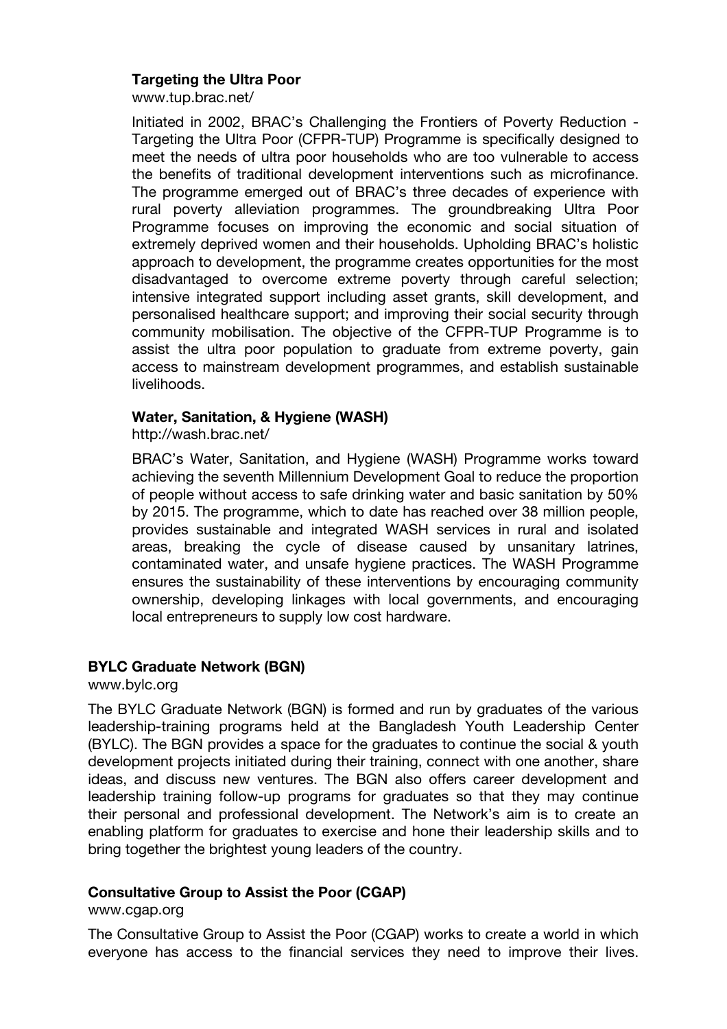### Targeting the Ultra Poor

www.tup.brac.net/

Initiated in 2002, BRAC's Challenging the Frontiers of Poverty Reduction - Targeting the Ultra Poor (CFPR-TUP) Programme is specifically designed to meet the needs of ultra poor households who are too vulnerable to access the benefits of traditional development interventions such as microfinance. The programme emerged out of BRAC's three decades of experience with rural poverty alleviation programmes. The groundbreaking Ultra Poor Programme focuses on improving the economic and social situation of extremely deprived women and their households. Upholding BRAC's holistic approach to development, the programme creates opportunities for the most disadvantaged to overcome extreme poverty through careful selection; intensive integrated support including asset grants, skill development, and personalised healthcare support; and improving their social security through community mobilisation. The objective of the CFPR-TUP Programme is to assist the ultra poor population to graduate from extreme poverty, gain access to mainstream development programmes, and establish sustainable livelihoods.

### Water, Sanitation, & Hygiene (WASH)

http://wash.brac.net/

BRAC's Water, Sanitation, and Hygiene (WASH) Programme works toward achieving the seventh Millennium Development Goal to reduce the proportion of people without access to safe drinking water and basic sanitation by 50% by 2015. The programme, which to date has reached over 38 million people, provides sustainable and integrated WASH services in rural and isolated areas, breaking the cycle of disease caused by unsanitary latrines, contaminated water, and unsafe hygiene practices. The WASH Programme ensures the sustainability of these interventions by encouraging community ownership, developing linkages with local governments, and encouraging local entrepreneurs to supply low cost hardware.

## BYLC Graduate Network (BGN)

www.bylc.org

The BYLC Graduate Network (BGN) is formed and run by graduates of the various leadership-training programs held at the Bangladesh Youth Leadership Center (BYLC). The BGN provides a space for the graduates to continue the social & youth development projects initiated during their training, connect with one another, share ideas, and discuss new ventures. The BGN also offers career development and leadership training follow-up programs for graduates so that they may continue their personal and professional development. The Network's aim is to create an enabling platform for graduates to exercise and hone their leadership skills and to bring together the brightest young leaders of the country.

## Consultative Group to Assist the Poor (CGAP)

www.cgap.org

The Consultative Group to Assist the Poor (CGAP) works to create a world in which everyone has access to the financial services they need to improve their lives.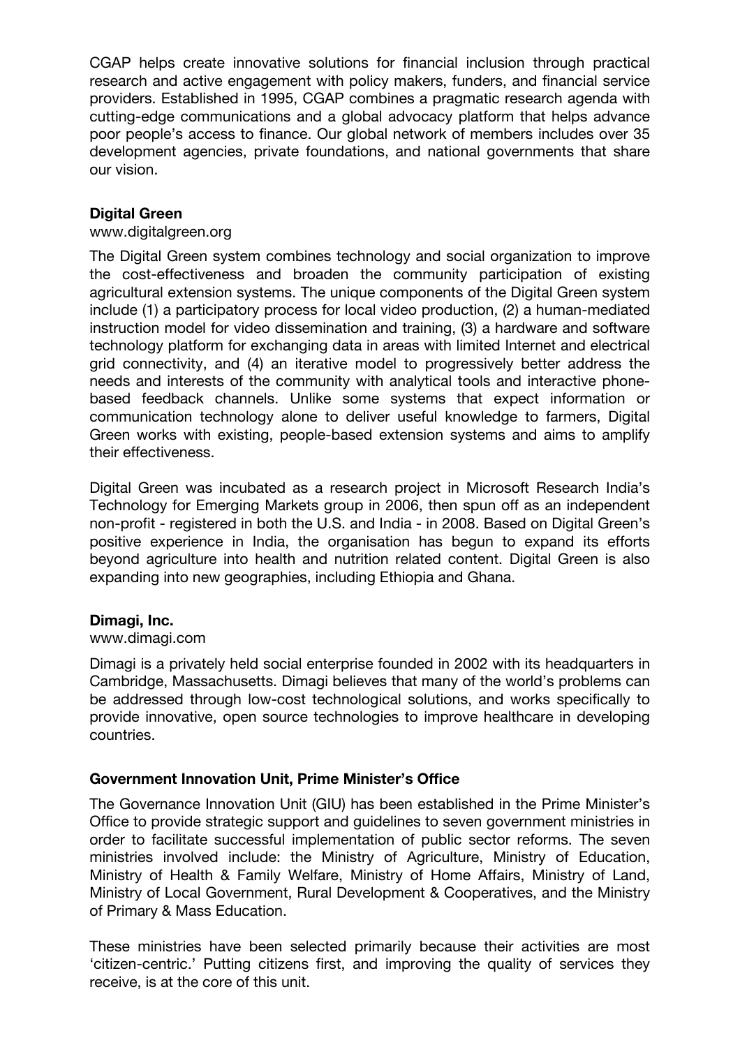CGAP helps create innovative solutions for financial inclusion through practical research and active engagement with policy makers, funders, and financial service providers. Established in 1995, CGAP combines a pragmatic research agenda with cutting-edge communications and a global advocacy platform that helps advance poor people's access to finance. Our global network of members includes over 35 development agencies, private foundations, and national governments that share our vision.

**Digital Green**

www.digitalgreen.org

The Digital Green system combines technology and social organization to improve the cost-effectiveness and broaden the community participation of existing agricultural extension systems. The unique components of the Digital Green system include (1) a participatory process for local video production, (2) a human-mediated instruction model for video dissemination and training, (3) a hardware and software technology platform for exchanging data in areas with limited Internet and electrical grid connectivity, and (4) an iterative model to progressively better address the needs and interests of the community with analytical tools and interactive phone-based feedback channels. Unlike some systems that expect information or communication technology alone to deliver useful knowledge to farmers, Digital Green works with existing, people-based extension systems and aims to amplify their effectiveness.

Digital Green was incubated as a research project in Microsoft Research India's Technology for Emerging Markets group in 2006, then spun off as an independent non-profit - registered in both the U.S. and India - in 2008. Based on Digital Green's positive experience in India, the organisation has begun to expand its efforts beyond agriculture into health and nutrition related content. Digital Green is also expanding into new geographies, including Ethiopia and Ghana.

**Dimagi, Inc.**

www.dimagi.com

Dimagi is a privately held social enterprise founded in 2002 with its headquarters in Cambridge, Massachusetts. Dimagi believes that many of the world's problems can be addressed through low-cost technological solutions, and works specifically to provide innovative, open source technologies to improve healthcare in developing countries.

**Government Innovation Unit, Prime Minister's Office**

The Governance Innovation Unit (GIU) has been established in the Prime Minister's Office to provide strategic support and guidelines to seven government ministries in order to facilitate successful implementation of public sector reforms. The seven ministries involved include: the Ministry of Agriculture, Ministry of Education, Ministry of Health & Family Welfare, Ministry of Home Affairs, Ministry of Land, Ministry of Local Government, Rural Development & Cooperatives, and the Ministry of Primary & Mass Education.

These ministries have been selected primarily because their activities are most 'citizen-centric.' Putting citizens first, and improving the quality of services they receive, is at the core of this unit.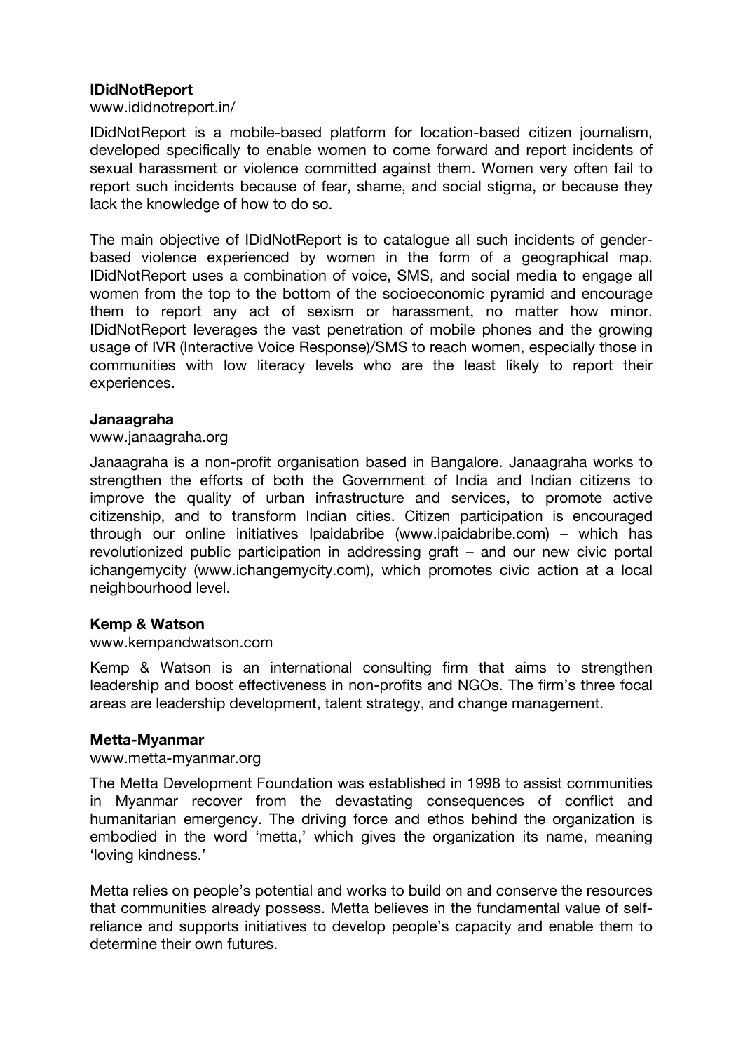**IDidNotReport**

www.ididnotreport.in/

IDidNotReport is a mobile-based platform for location-based citizen journalism, developed specifically to enable women to come forward and report incidents of sexual harassment or violence committed against them. Women very often fail to report such incidents because of fear, shame, and social stigma, or because they lack the knowledge of how to do so.

The main objective of IDidNotReport is to catalogue all such incidents of gender-based violence experienced by women in the form of a geographical map. IDidNotReport uses a combination of voice, SMS, and social media to engage all women from the top to the bottom of the socioeconomic pyramid and encourage them to report any act of sexism or harassment, no matter how minor. IDidNotReport leverages the vast penetration of mobile phones and the growing usage of IVR (Interactive Voice Response)/SMS to reach women, especially those in communities with low literacy levels who are the least likely to report their experiences.

**Janaagraha**

www.janaagraha.org

Janaagraha is a non-profit organisation based in Bangalore. Janaagraha works to strengthen the efforts of both the Government of India and Indian citizens to improve the quality of urban infrastructure and services, to promote active citizenship, and to transform Indian cities. Citizen participation is encouraged through our online initiatives Ipaidabribe (www.ipaidabribe.com) – which has revolutionized public participation in addressing graft – and our new civic portal ichangemycity (www.ichangemycity.com), which promotes civic action at a local neighbourhood level.

**Kemp & Watson**

www.kempandwatson.com

Kemp & Watson is an international consulting firm that aims to strengthen leadership and boost effectiveness in non-profits and NGOs. The firm's three focal areas are leadership development, talent strategy, and change management.

**Metta-Myanmar**

www.metta-myanmar.org

The Metta Development Foundation was established in 1998 to assist communities in Myanmar recover from the devastating consequences of conflict and humanitarian emergency. The driving force and ethos behind the organization is embodied in the word 'metta,' which gives the organization its name, meaning 'loving kindness.'

Metta relies on people's potential and works to build on and conserve the resources that communities already possess. Metta believes in the fundamental value of self-reliance and supports initiatives to develop people's capacity and enable them to determine their own futures.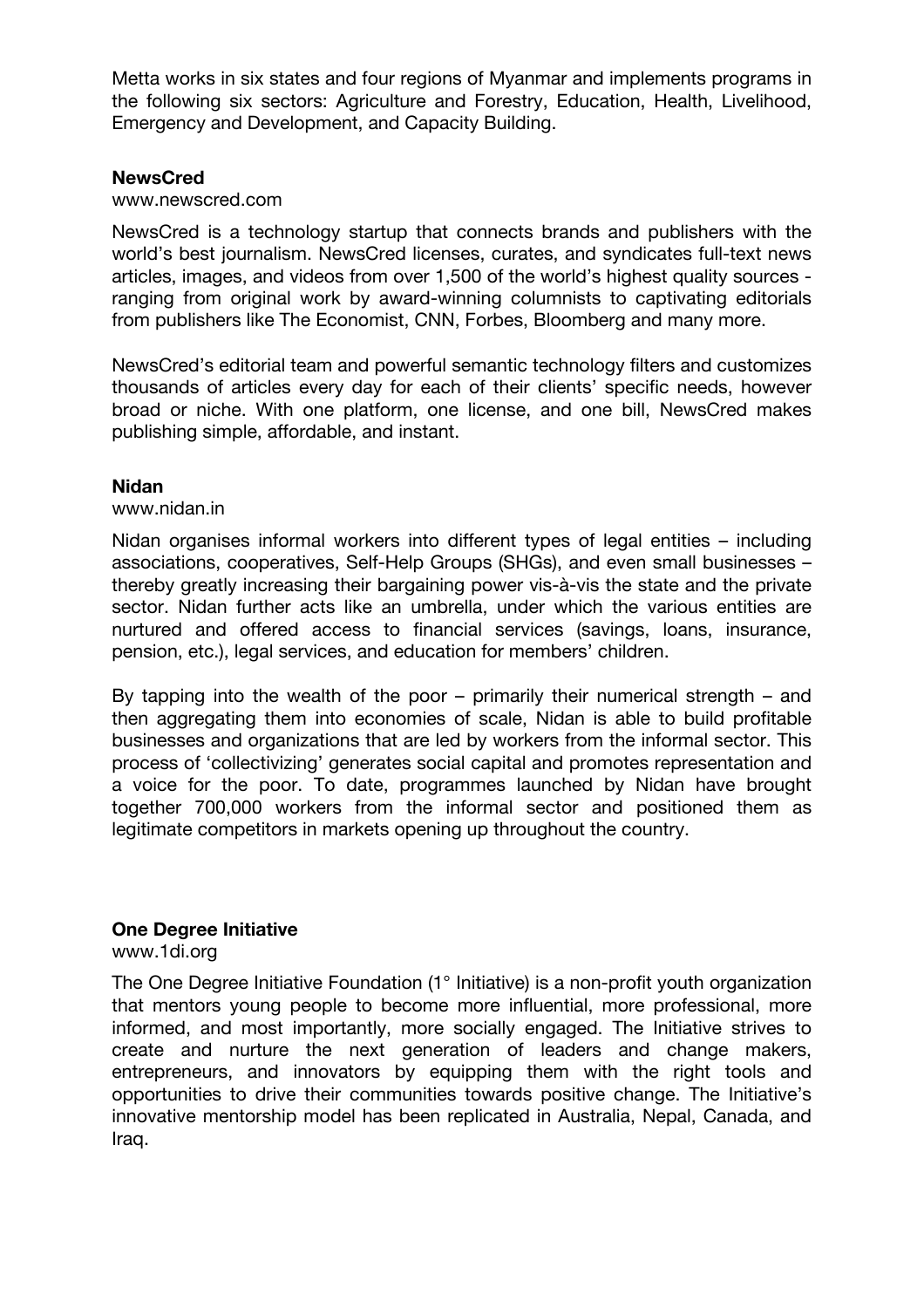Metta works in six states and four regions of Myanmar and implements programs in the following six sectors: Agriculture and Forestry, Education, Health, Livelihood, Emergency and Development, and Capacity Building.

**NewsCred**

www.newscred.com

NewsCred is a technology startup that connects brands and publishers with the world's best journalism. NewsCred licenses, curates, and syndicates full-text news articles, images, and videos from over 1,500 of the world's highest quality sources - ranging from original work by award-winning columnists to captivating editorials from publishers like The Economist, CNN, Forbes, Bloomberg and many more.

NewsCred's editorial team and powerful semantic technology filters and customizes thousands of articles every day for each of their clients' specific needs, however broad or niche. With one platform, one license, and one bill, NewsCred makes publishing simple, affordable, and instant.

**Nidan**

www.nidan.in

Nidan organises informal workers into different types of legal entities – including associations, cooperatives, Self-Help Groups (SHGs), and even small businesses – thereby greatly increasing their bargaining power vis-à-vis the state and the private sector. Nidan further acts like an umbrella, under which the various entities are nurtured and offered access to financial services (savings, loans, insurance, pension, etc.), legal services, and education for members' children.

By tapping into the wealth of the poor – primarily their numerical strength – and then aggregating them into economies of scale, Nidan is able to build profitable businesses and organizations that are led by workers from the informal sector. This process of 'collectivizing' generates social capital and promotes representation and a voice for the poor. To date, programmes launched by Nidan have brought together 700,000 workers from the informal sector and positioned them as legitimate competitors in markets opening up throughout the country.

**One Degree Initiative**

www.1di.org

The One Degree Initiative Foundation (1° Initiative) is a non-profit youth organization that mentors young people to become more influential, more professional, more informed, and most importantly, more socially engaged. The Initiative strives to create and nurture the next generation of leaders and change makers, entrepreneurs, and innovators by equipping them with the right tools and opportunities to drive their communities towards positive change. The Initiative's innovative mentorship model has been replicated in Australia, Nepal, Canada, and Iraq.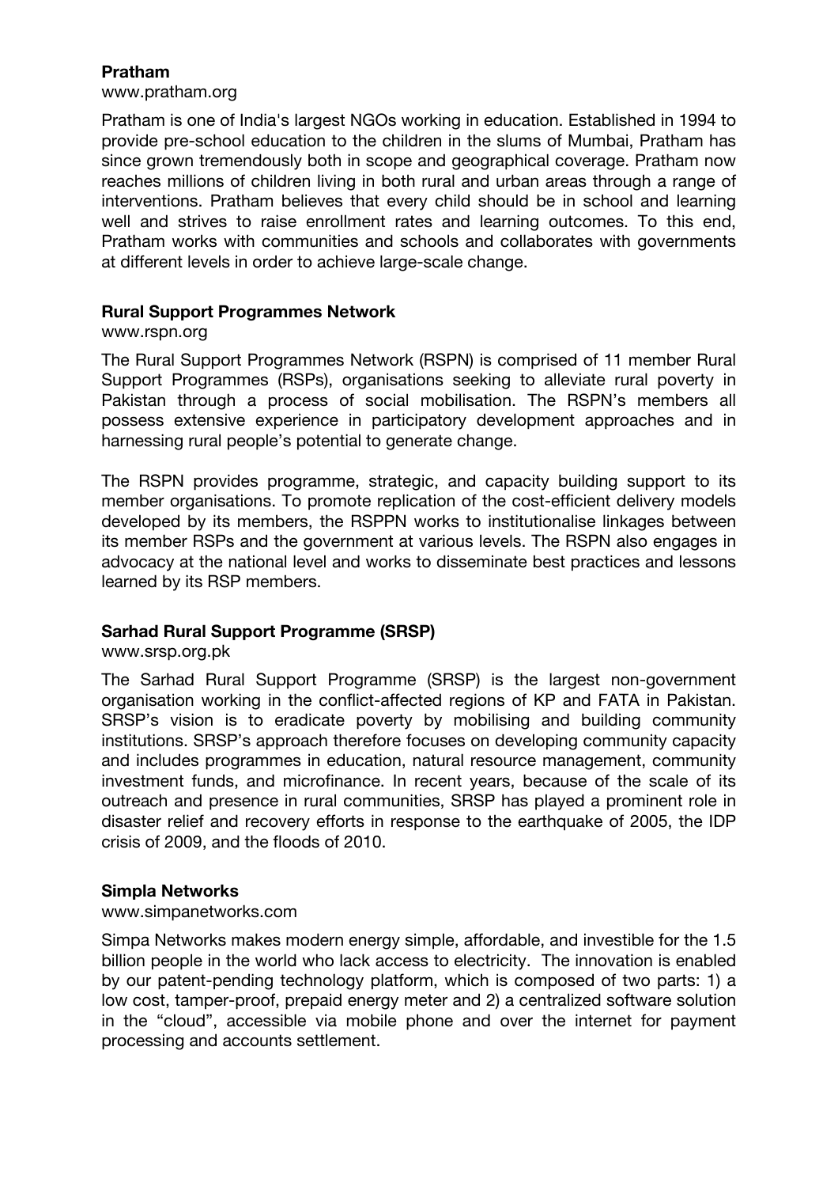**Pratham**

www.pratham.org

Pratham is one of India's largest NGOs working in education. Established in 1994 to provide pre-school education to the children in the slums of Mumbai, Pratham has since grown tremendously both in scope and geographical coverage. Pratham now reaches millions of children living in both rural and urban areas through a range of interventions. Pratham believes that every child should be in school and learning well and strives to raise enrollment rates and learning outcomes. To this end, Pratham works with communities and schools and collaborates with governments at different levels in order to achieve large-scale change.

**Rural Support Programmes Network**

www.rspn.org

The Rural Support Programmes Network (RSPN) is comprised of 11 member Rural Support Programmes (RSPs), organisations seeking to alleviate rural poverty in Pakistan through a process of social mobilisation. The RSPN's members all possess extensive experience in participatory development approaches and in harnessing rural people's potential to generate change.

The RSPN provides programme, strategic, and capacity building support to its member organisations. To promote replication of the cost-efficient delivery models developed by its members, the RSPPN works to institutionalise linkages between its member RSPs and the government at various levels. The RSPN also engages in advocacy at the national level and works to disseminate best practices and lessons learned by its RSP members.

**Sarhad Rural Support Programme (SRSP)**

www.srsp.org.pk

The Sarhad Rural Support Programme (SRSP) is the largest non-government organisation working in the conflict-affected regions of KP and FATA in Pakistan. SRSP's vision is to eradicate poverty by mobilising and building community institutions. SRSP's approach therefore focuses on developing community capacity and includes programmes in education, natural resource management, community investment funds, and microfinance. In recent years, because of the scale of its outreach and presence in rural communities, SRSP has played a prominent role in disaster relief and recovery efforts in response to the earthquake of 2005, the IDP crisis of 2009, and the floods of 2010.

**Simpla Networks**

www.simpanetworks.com

Simpa Networks makes modern energy simple, affordable, and investible for the 1.5 billion people in the world who lack access to electricity. The innovation is enabled by our patent-pending technology platform, which is composed of two parts: 1) a low cost, tamper-proof, prepaid energy meter and 2) a centralized software solution in the "cloud", accessible via mobile phone and over the internet for payment processing and accounts settlement.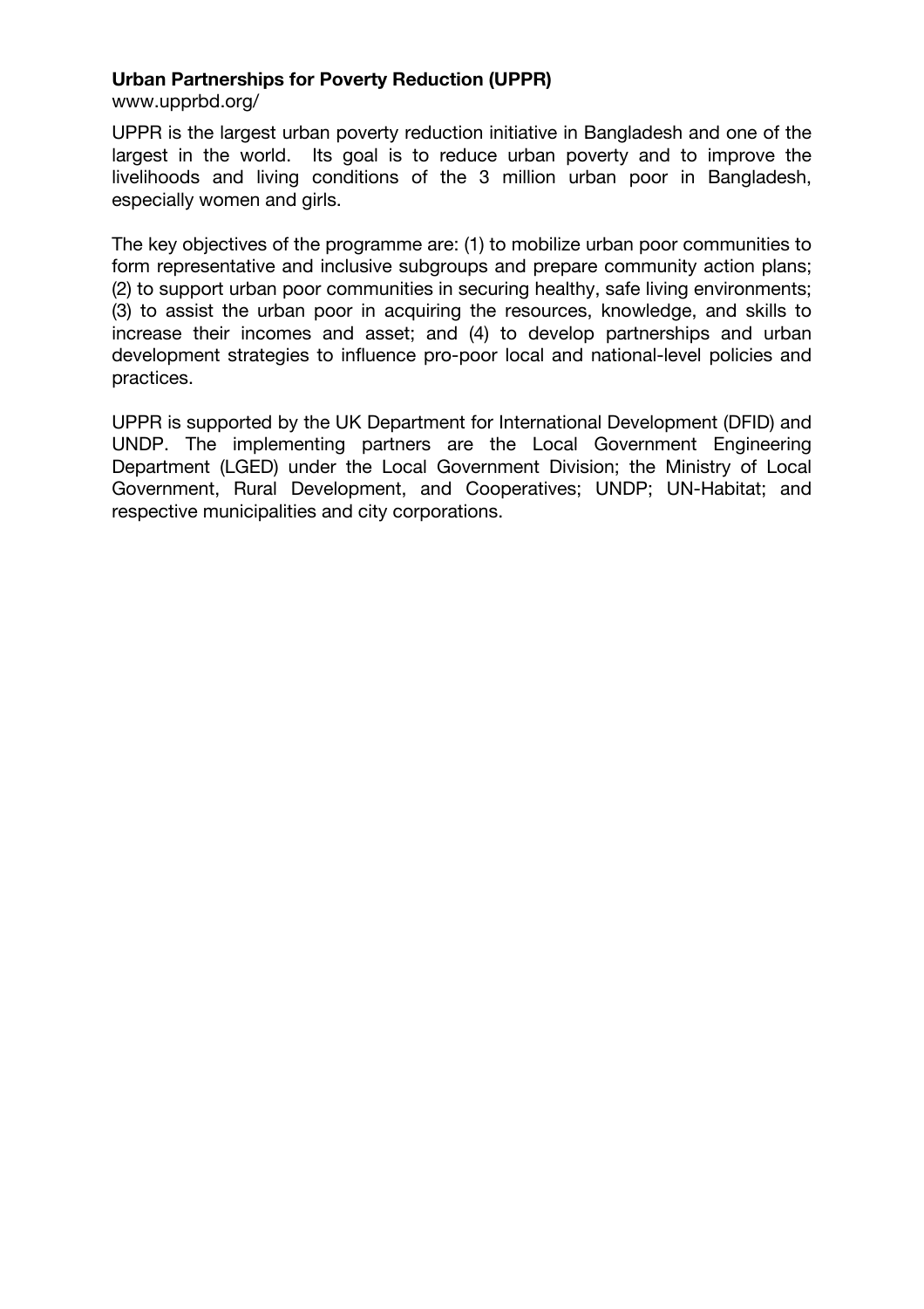**Urban Partnerships for Poverty Reduction (UPPR)**
www.upprbd.org/

UPPR is the largest urban poverty reduction initiative in Bangladesh and one of the largest in the world. Its goal is to reduce urban poverty and to improve the livelihoods and living conditions of the 3 million urban poor in Bangladesh, especially women and girls.

The key objectives of the programme are: (1) to mobilize urban poor communities to form representative and inclusive subgroups and prepare community action plans; (2) to support urban poor communities in securing healthy, safe living environments; (3) to assist the urban poor in acquiring the resources, knowledge, and skills to increase their incomes and asset; and (4) to develop partnerships and urban development strategies to influence pro-poor local and national-level policies and practices.

UPPR is supported by the UK Department for International Development (DFID) and UNDP. The implementing partners are the Local Government Engineering Department (LGED) under the Local Government Division; the Ministry of Local Government, Rural Development, and Cooperatives; UNDP; UN-Habitat; and respective municipalities and city corporations.